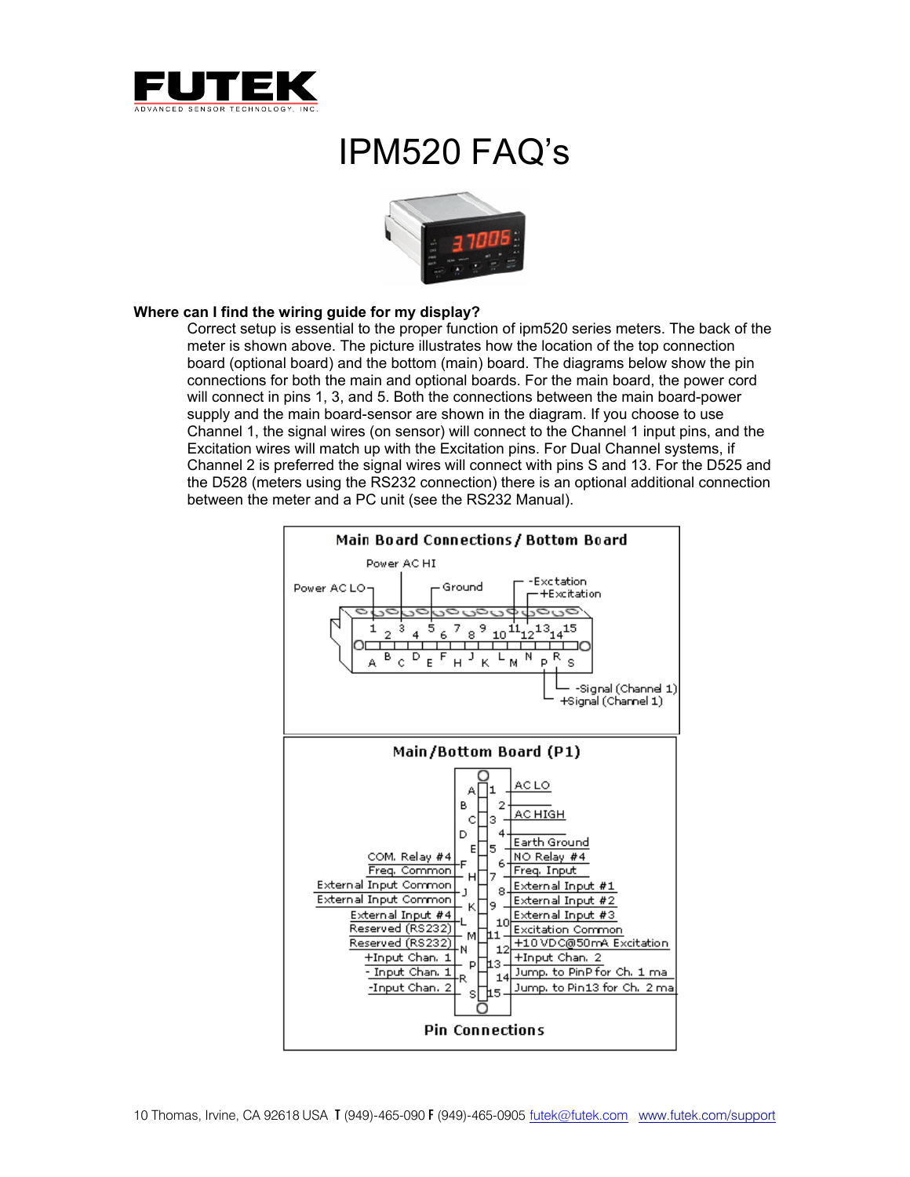# IPM520 FAQ's

**Where can I find the wiring guide for my display?**

Correct setup is essential to the proper function of ipm520 series meters. The back of the meter is shown above. The picture illustrates how the location of the top connection board (optional board) and the bottom (main) board. The diagrams below show the pin connections for both the main and optional boards. For the main board, the power cord will connect in pins 1, 3, and 5. Both the connections between the main board-power supply and the main board-sensor are shown in the diagram. If you choose to use Channel 1, the signal wires (on sensor) will connect to the Channel 1 input pins, and the Excitation wires will match up with the Excitation pins. For Dual Channel systems, if Channel 2 is preferred the signal wires will connect with pins S and 13. For the D525 and the D528 (meters using the RS232 connection) there is an optional additional connection between the meter and a PC unit (see the RS232 Manual).

**Main Board Connections / Bottom Board**

- Power AC LO – 1
- Power AC HI – 3
- Ground – 5
- -Exctation – 10
- +Excitation – 11
- -Signal (Channel 1) – R
- +Signal (Channel 1) – P

**Main/Bottom Board (P1)**

| Left side | Pin | Pin | Right side |
|---|---|---|---|
| | A | 1 | AC LO |
| | B | 2 | |
| | C | 3 | AC HIGH |
| | D | 4 | |
| COM. Relay #4 | E | 5 | Earth Ground |
| Freq. Common | F | 6 | NO Relay #4 |
| External Input Common | H | 7 | Freq. Input |
| External Input Common | J | 8 | External Input #1 |
| External Input #4 | K | 9 | External Input #2 |
| Reserved (RS232) | L | 10 | External Input #3 |
| Reserved (RS232) | M | 11 | Excitation Common |
| +Input Chan. 1 | N | 12 | +10 VDC@50mA Excitation |
| - Input Chan. 1 | P | 13 | +Input Chan. 2 |
| -Input Chan. 2 | R | 14 | Jump. to PinP for Ch. 1 ma |
| | S | 15 | Jump. to Pin13 for Ch. 2 ma |

**Pin Connections**

10 Thomas, Irvine, CA 92618 USA T (949)-465-090 F (949)-465-0905 futek@futek.com www.futek.com/support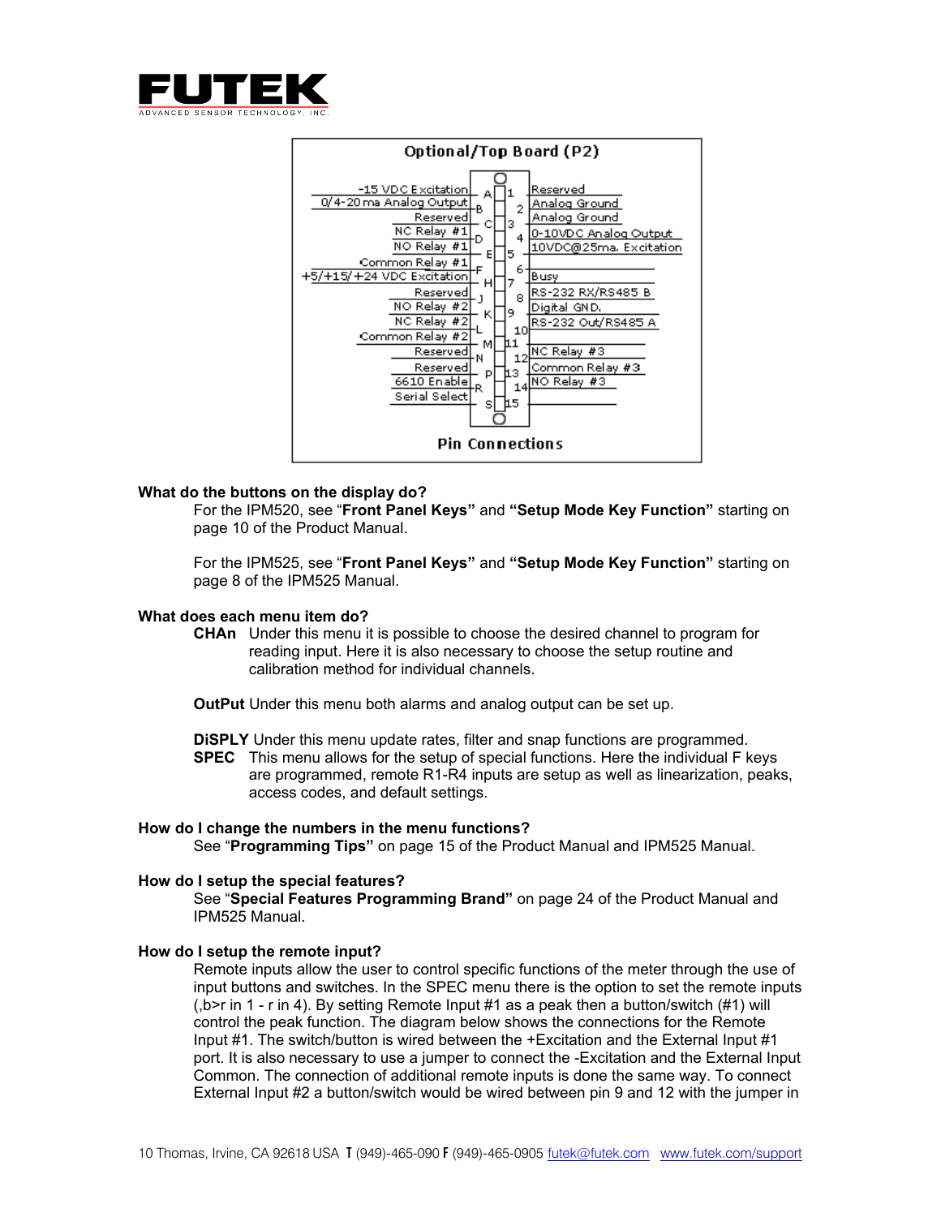## Optional/Top Board (P2)

| Left Label | Pin | Pin | Right Label |
|---|---|---|---|
| -15 VDC Excitation | A | 1 | Reserved |
| 0/4-20 ma Analog Output | B | 2 | Analog Ground |
| Reserved | C | 3 | Analog Ground |
| NC Relay #1 | D | 4 | 0-10VDC Analog Output |
| NO Relay #1 | E | 5 | 10VDC@25ma. Excitation |
| Common Relay #1 | F | 6 | |
| +5/+15/+24 VDC Excitation | H | 7 | Busy |
| Reserved | J | 8 | RS-232 RX/RS485 B |
| NO Relay #2 | K | 9 | Digital GND. |
| NC Relay #2 | L | 10 | RS-232 Out/RS485 A |
| Common Relay #2 | M | 11 | |
| Reserved | N | 12 | NC Relay #3 |
| Reserved | P | 13 | Common Relay #3 |
| 6610 Enable | R | 14 | NO Relay #3 |
| Serial Select | S | 15 | |

Pin Connections

**What do the buttons on the display do?**

For the IPM520, see "**Front Panel Keys"** and **"Setup Mode Key Function"** starting on page 10 of the Product Manual.

For the IPM525, see "**Front Panel Keys"** and **"Setup Mode Key Function"** starting on page 8 of the IPM525 Manual.

**What does each menu item do?**

**CHAn** Under this menu it is possible to choose the desired channel to program for reading input. Here it is also necessary to choose the setup routine and calibration method for individual channels.

**OutPut** Under this menu both alarms and analog output can be set up.

**DiSPLY** Under this menu update rates, filter and snap functions are programmed.

**SPEC** This menu allows for the setup of special functions. Here the individual F keys are programmed, remote R1-R4 inputs are setup as well as linearization, peaks, access codes, and default settings.

**How do I change the numbers in the menu functions?**

See "**Programming Tips"** on page 15 of the Product Manual and IPM525 Manual.

**How do I setup the special features?**

See "**Special Features Programming Brand"** on page 24 of the Product Manual and IPM525 Manual.

**How do I setup the remote input?**

Remote inputs allow the user to control specific functions of the meter through the use of input buttons and switches. In the SPEC menu there is the option to set the remote inputs (,b>r in 1 - r in 4). By setting Remote Input #1 as a peak then a button/switch (#1) will control the peak function. The diagram below shows the connections for the Remote Input #1. The switch/button is wired between the +Excitation and the External Input #1 port. It is also necessary to use a jumper to connect the -Excitation and the External Input Common. The connection of additional remote inputs is done the same way. To connect External Input #2 a button/switch would be wired between pin 9 and 12 with the jumper in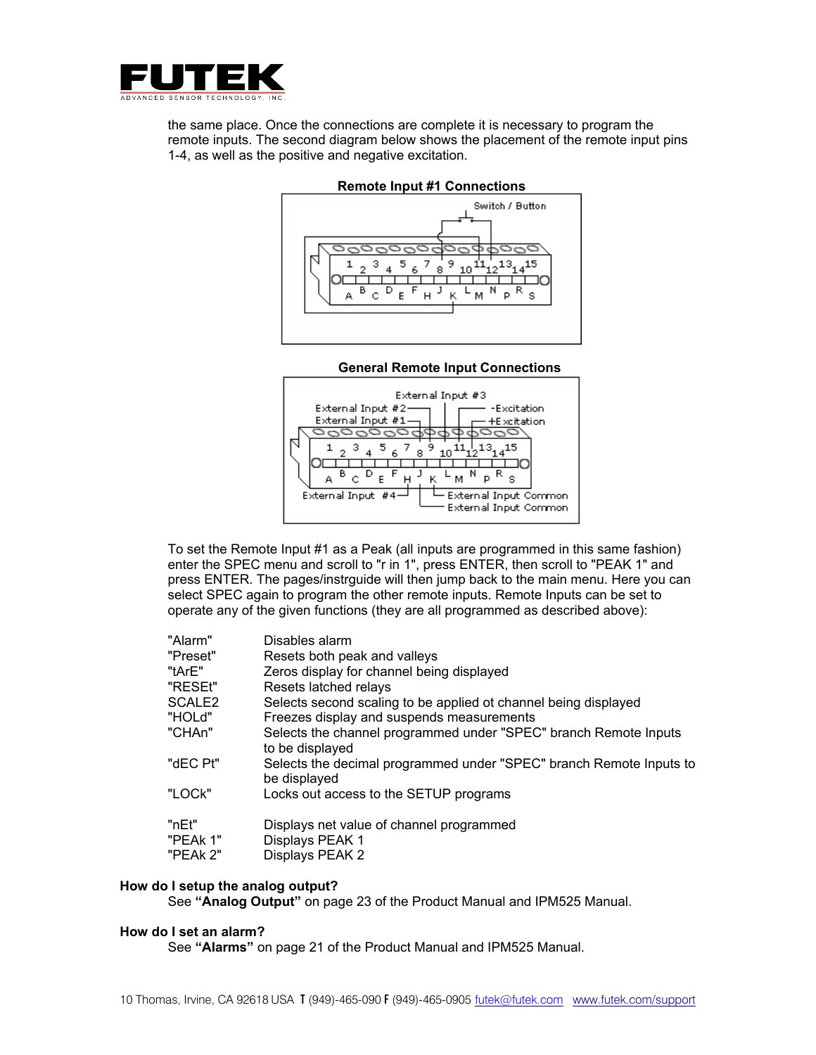the same place. Once the connections are complete it is necessary to program the remote inputs. The second diagram below shows the placement of the remote input pins 1-4, as well as the positive and negative excitation.

**Remote Input #1 Connections**

**General Remote Input Connections**

To set the Remote Input #1 as a Peak (all inputs are programmed in this same fashion) enter the SPEC menu and scroll to "r in 1", press ENTER, then scroll to "PEAK 1" and press ENTER. The pages/instrguide will then jump back to the main menu. Here you can select SPEC again to program the other remote inputs. Remote Inputs can be set to operate any of the given functions (they are all programmed as described above):

| | |
|---|---|
| "Alarm" | Disables alarm |
| "Preset" | Resets both peak and valleys |
| "tArE" | Zeros display for channel being displayed |
| "RESEt" | Resets latched relays |
| SCALE2 | Selects second scaling to be applied ot channel being displayed |
| "HOLd" | Freezes display and suspends measurements |
| "CHAn" | Selects the channel programmed under "SPEC" branch Remote Inputs to be displayed |
| "dEC Pt" | Selects the decimal programmed under "SPEC" branch Remote Inputs to be displayed |
| "LOCk" | Locks out access to the SETUP programs |
| "nEt" | Displays net value of channel programmed |
| "PEAk 1" | Displays PEAK 1 |
| "PEAk 2" | Displays PEAK 2 |

**How do I setup the analog output?**

See **"Analog Output"** on page 23 of the Product Manual and IPM525 Manual.

**How do I set an alarm?**

See **"Alarms"** on page 21 of the Product Manual and IPM525 Manual.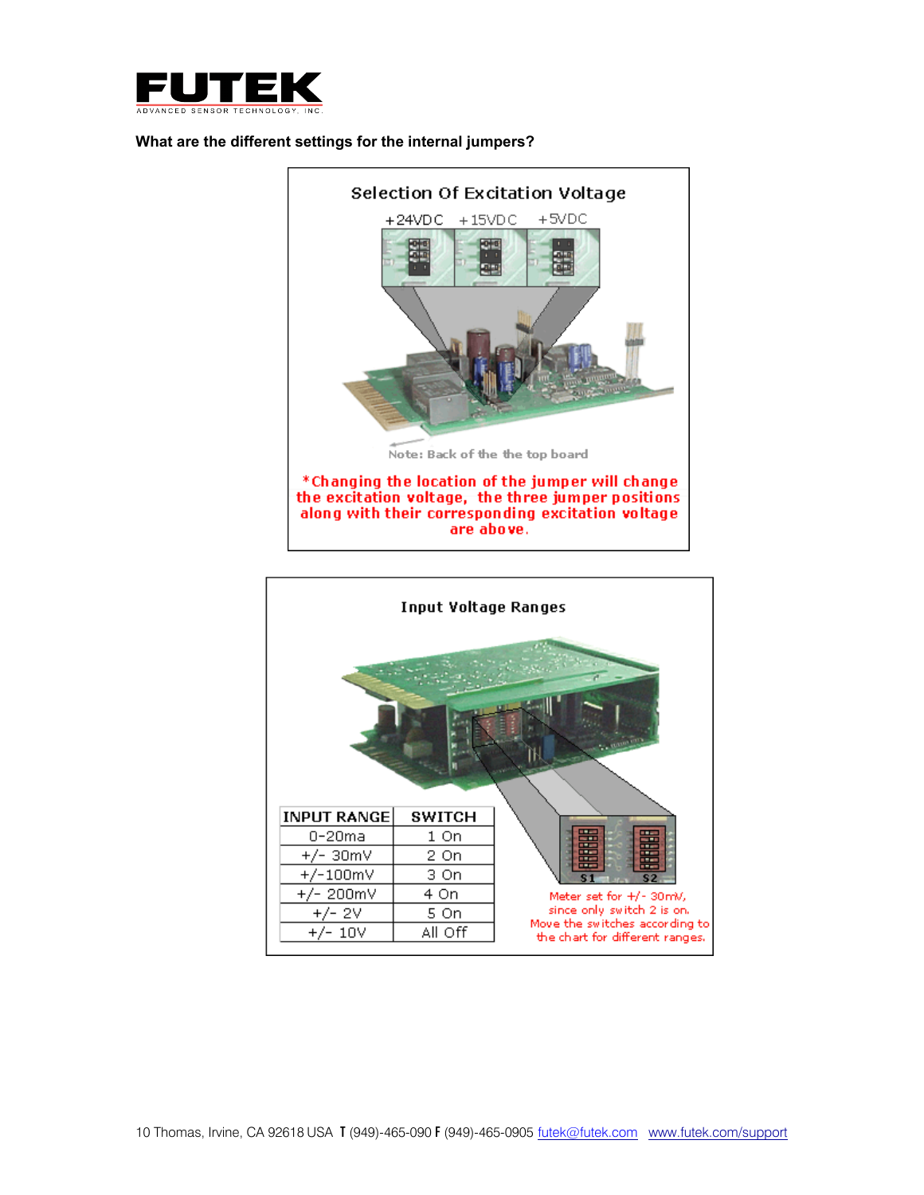**What are the different settings for the internal jumpers?**

Selection Of Excitation Voltage

+24VDC +15VDC +5VDC

Note: Back of the the top board

*Changing the location of the jumper will change the excitation voltage, the three jumper positions along with their corresponding excitation voltage are above.

Input Voltage Ranges

| INPUT RANGE | SWITCH |
|---|---|
| 0-20ma | 1 On |
| +/- 30mV | 2 On |
| +/-100mV | 3 On |
| +/- 200mV | 4 On |
| +/- 2V | 5 On |
| +/- 10V | All Off |

S1 S2

Meter set for +/- 30mV, since only switch 2 is on. Move the switches according to the chart for different ranges.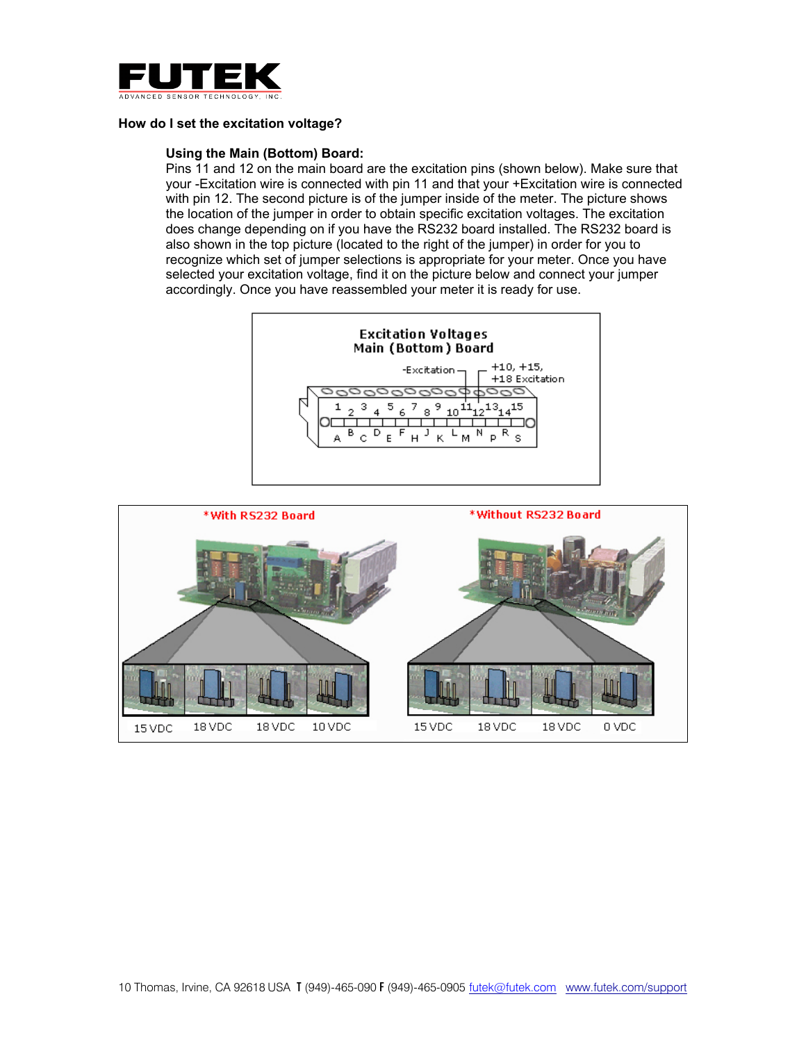## How do I set the excitation voltage?

### Using the Main (Bottom) Board:

Pins 11 and 12 on the main board are the excitation pins (shown below). Make sure that your -Excitation wire is connected with pin 11 and that your +Excitation wire is connected with pin 12. The second picture is of the jumper inside of the meter. The picture shows the location of the jumper in order to obtain specific excitation voltages. The excitation does change depending on if you have the RS232 board installed. The RS232 board is also shown in the top picture (located to the right of the jumper) in order for you to recognize which set of jumper selections is appropriate for your meter. Once you have selected your excitation voltage, find it on the picture below and connect your jumper accordingly. Once you have reassembled your meter it is ready for use.

Excitation Voltages
Main (Bottom) Board

-Excitation

+10, +15, +18 Excitation

1 2 3 4 5 6 7 8 9 10 11 12 13 14 15

A B C D E F H J K L M N P R S

*With RS232 Board

15 VDC 18 VDC 18 VDC 10 VDC

*Without RS232 Board

15 VDC 18 VDC 18 VDC 0 VDC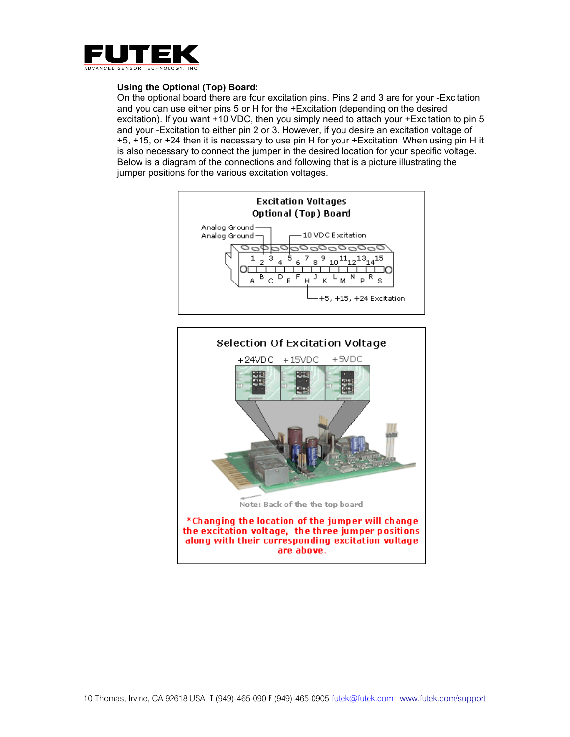**Using the Optional (Top) Board:**

On the optional board there are four excitation pins. Pins 2 and 3 are for your -Excitation and you can use either pins 5 or H for the +Excitation (depending on the desired excitation). If you want +10 VDC, then you simply need to attach your +Excitation to pin 5 and your -Excitation to either pin 2 or 3. However, if you desire an excitation voltage of +5, +15, or +24 then it is necessary to use pin H for your +Excitation. When using pin H it is also necessary to connect the jumper in the desired location for your specific voltage. Below is a diagram of the connections and following that is a picture illustrating the jumper positions for the various excitation voltages.

Excitation Voltages
Optional (Top) Board

Analog Ground
Analog Ground
10 VDC Excitation
1 2 3 4 5 6 7 8 9 10 11 12 13 14 15
A B C D E F H J K L M N P R S
+5, +15, +24 Excitation

Selection Of Excitation Voltage

+24VDC +15VDC +5VDC

Note: Back of the the top board

*Changing the location of the jumper will change the excitation voltage, the three jumper positions along with their corresponding excitation voltage are above.